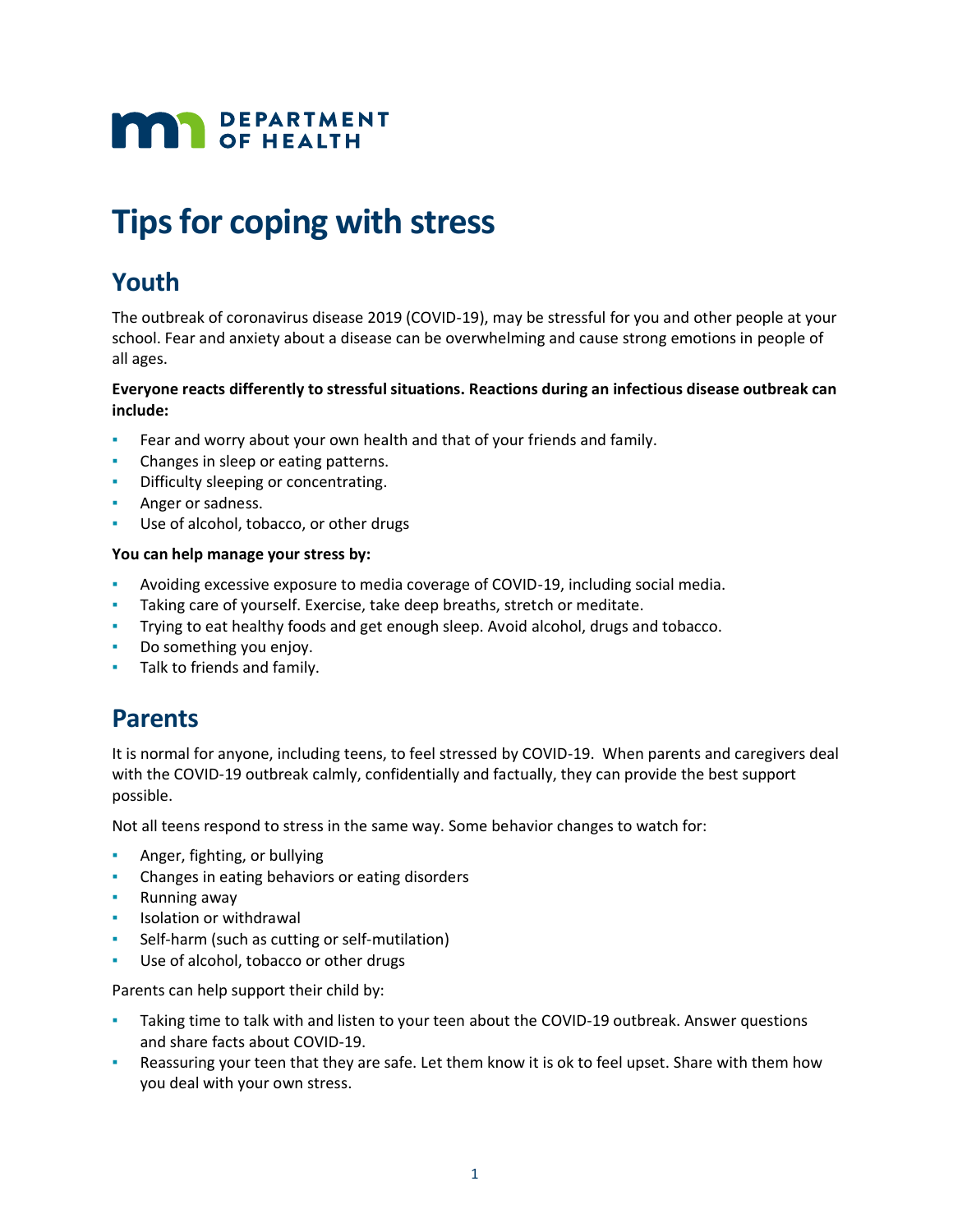DEPARTMENT OF HEALTH

# Tips for coping with stress

## Youth

The outbreak of coronavirus disease 2019 (COVID-19), may be stressful for you and other people at your school. Fear and anxiety about a disease can be overwhelming and cause strong emotions in people of all ages.

**Everyone reacts differently to stressful situations. Reactions during an infectious disease outbreak can include:**

- Fear and worry about your own health and that of your friends and family.
- Changes in sleep or eating patterns.
- Difficulty sleeping or concentrating.
- Anger or sadness.
- Use of alcohol, tobacco, or other drugs

**You can help manage your stress by:**

- Avoiding excessive exposure to media coverage of COVID-19, including social media.
- Taking care of yourself. Exercise, take deep breaths, stretch or meditate.
- Trying to eat healthy foods and get enough sleep. Avoid alcohol, drugs and tobacco.
- Do something you enjoy.
- Talk to friends and family.

## Parents

It is normal for anyone, including teens, to feel stressed by COVID-19. When parents and caregivers deal with the COVID-19 outbreak calmly, confidentially and factually, they can provide the best support possible.

Not all teens respond to stress in the same way. Some behavior changes to watch for:

- Anger, fighting, or bullying
- Changes in eating behaviors or eating disorders
- Running away
- Isolation or withdrawal
- Self-harm (such as cutting or self-mutilation)
- Use of alcohol, tobacco or other drugs

Parents can help support their child by:

- Taking time to talk with and listen to your teen about the COVID-19 outbreak. Answer questions and share facts about COVID-19.
- Reassuring your teen that they are safe. Let them know it is ok to feel upset. Share with them how you deal with your own stress.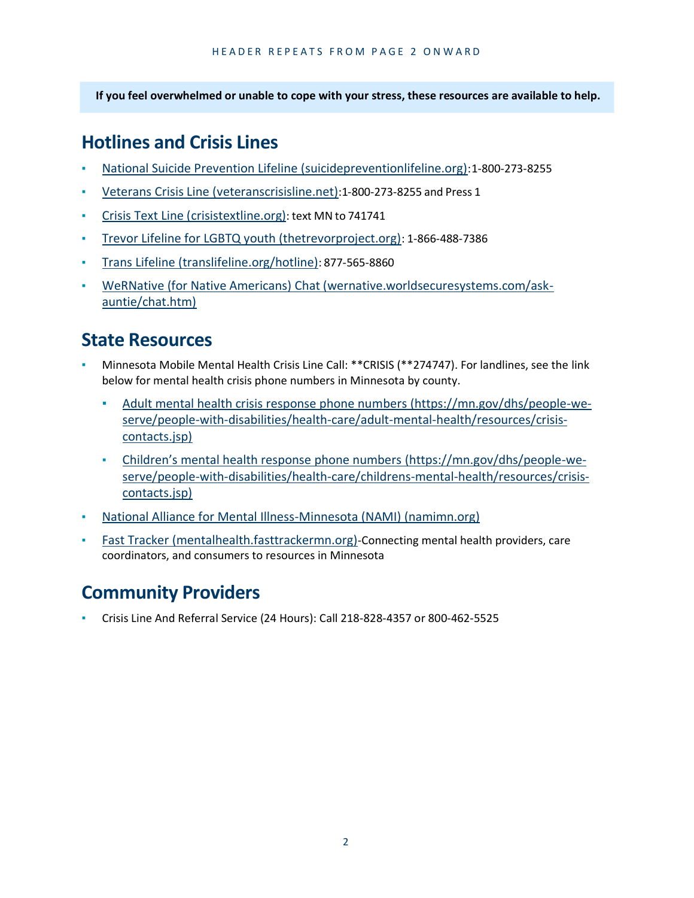**If you feel overwhelmed or unable to cope with your stress, these resources are available to help.**

## Hotlines and Crisis Lines

- National Suicide Prevention Lifeline (suicidepreventionlifeline.org):1-800-273-8255
- Veterans Crisis Line (veteranscrisisline.net):1-800-273-8255 and Press 1
- Crisis Text Line (crisistextline.org): text MN to 741741
- Trevor Lifeline for LGBTQ youth (thetrevorproject.org): 1-866-488-7386
- Trans Lifeline (translifeline.org/hotline): 877-565-8860
- WeRNative (for Native Americans) Chat (wernative.worldsecuresystems.com/ask-auntie/chat.htm)

## State Resources

- Minnesota Mobile Mental Health Crisis Line Call: **CRISIS (**274747). For landlines, see the link below for mental health crisis phone numbers in Minnesota by county.
  - Adult mental health crisis response phone numbers (https://mn.gov/dhs/people-we-serve/people-with-disabilities/health-care/adult-mental-health/resources/crisis-contacts.jsp)
  - Children's mental health response phone numbers (https://mn.gov/dhs/people-we-serve/people-with-disabilities/health-care/childrens-mental-health/resources/crisis-contacts.jsp)
- National Alliance for Mental Illness-Minnesota (NAMI) (namimn.org)
- Fast Tracker (mentalhealth.fasttrackermn.org)-Connecting mental health providers, care coordinators, and consumers to resources in Minnesota

## Community Providers

- Crisis Line And Referral Service (24 Hours): Call 218-828-4357 or 800-462-5525